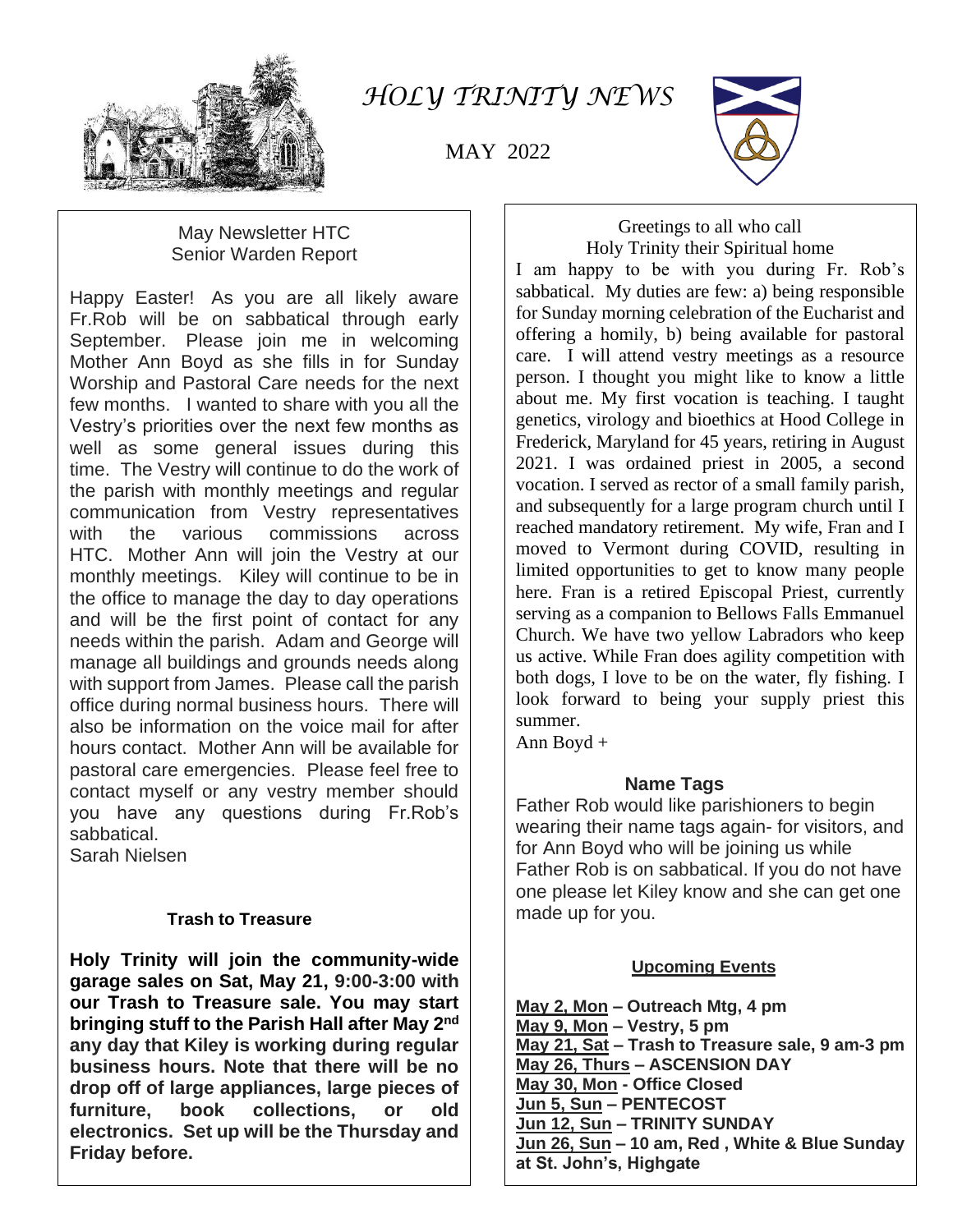# *HOLY TRINITY NEWS*

MAY 2022

## May Newsletter HTC
### Senior Warden Report

Happy Easter! As you are all likely aware Fr.Rob will be on sabbatical through early September. Please join me in welcoming Mother Ann Boyd as she fills in for Sunday Worship and Pastoral Care needs for the next few months. I wanted to share with you all the Vestry's priorities over the next few months as well as some general issues during this time. The Vestry will continue to do the work of the parish with monthly meetings and regular communication from Vestry representatives with the various commissions across HTC. Mother Ann will join the Vestry at our monthly meetings. Kiley will continue to be in the office to manage the day to day operations and will be the first point of contact for any needs within the parish. Adam and George will manage all buildings and grounds needs along with support from James. Please call the parish office during normal business hours. There will also be information on the voice mail for after hours contact. Mother Ann will be available for pastoral care emergencies. Please feel free to contact myself or any vestry member should you have any questions during Fr.Rob's sabbatical.

Sarah Nielsen

### Trash to Treasure

**Holy Trinity will join the community-wide garage sales on Sat, May 21, 9:00-3:00 with our Trash to Treasure sale. You may start bringing stuff to the Parish Hall after May 2nd any day that Kiley is working during regular business hours. Note that there will be no drop off of large appliances, large pieces of furniture, book collections, or old electronics. Set up will be the Thursday and Friday before.**

Greetings to all who call
Holy Trinity their Spiritual home

I am happy to be with you during Fr. Rob's sabbatical. My duties are few: a) being responsible for Sunday morning celebration of the Eucharist and offering a homily, b) being available for pastoral care. I will attend vestry meetings as a resource person. I thought you might like to know a little about me. My first vocation is teaching. I taught genetics, virology and bioethics at Hood College in Frederick, Maryland for 45 years, retiring in August 2021. I was ordained priest in 2005, a second vocation. I served as rector of a small family parish, and subsequently for a large program church until I reached mandatory retirement. My wife, Fran and I moved to Vermont during COVID, resulting in limited opportunities to get to know many people here. Fran is a retired Episcopal Priest, currently serving as a companion to Bellows Falls Emmanuel Church. We have two yellow Labradors who keep us active. While Fran does agility competition with both dogs, I love to be on the water, fly fishing. I look forward to being your supply priest this summer.

Ann Boyd +

### Name Tags

Father Rob would like parishioners to begin wearing their name tags again- for visitors, and for Ann Boyd who will be joining us while Father Rob is on sabbatical. If you do not have one please let Kiley know and she can get one made up for you.

### Upcoming Events

**May 2, Mon – Outreach Mtg, 4 pm**
**May 9, Mon – Vestry, 5 pm**
**May 21, Sat – Trash to Treasure sale, 9 am-3 pm**
**May 26, Thurs – ASCENSION DAY**
**May 30, Mon - Office Closed**
**Jun 5, Sun – PENTECOST**
**Jun 12, Sun – TRINITY SUNDAY**
**Jun 26, Sun – 10 am, Red , White & Blue Sunday at St. John's, Highgate**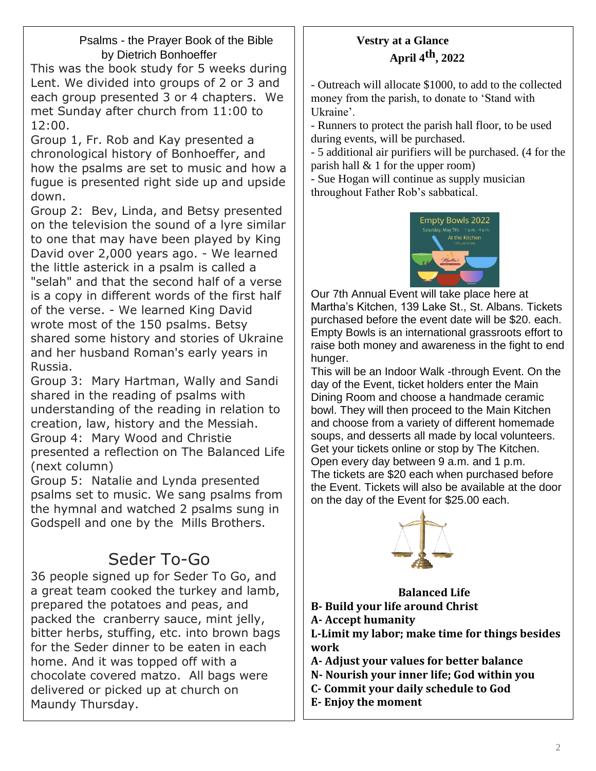## Psalms - the Prayer Book of the Bible
### by Dietrich Bonhoeffer

This was the book study for 5 weeks during Lent. We divided into groups of 2 or 3 and each group presented 3 or 4 chapters. We met Sunday after church from 11:00 to 12:00.

Group 1, Fr. Rob and Kay presented a chronological history of Bonhoeffer, and how the psalms are set to music and how a fugue is presented right side up and upside down.

Group 2: Bev, Linda, and Betsy presented on the television the sound of a lyre similar to one that may have been played by King David over 2,000 years ago. - We learned the little asterick in a psalm is called a "selah" and that the second half of a verse is a copy in different words of the first half of the verse. - We learned King David wrote most of the 150 psalms. Betsy shared some history and stories of Ukraine and her husband Roman's early years in Russia.

Group 3: Mary Hartman, Wally and Sandi shared in the reading of psalms with understanding of the reading in relation to creation, law, history and the Messiah.

Group 4: Mary Wood and Christie presented a reflection on The Balanced Life (next column)

Group 5: Natalie and Lynda presented psalms set to music. We sang psalms from the hymnal and watched 2 psalms sung in Godspell and one by the Mills Brothers.

## Seder To-Go

36 people signed up for Seder To Go, and a great team cooked the turkey and lamb, prepared the potatoes and peas, and packed the cranberry sauce, mint jelly, bitter herbs, stuffing, etc. into brown bags for the Seder dinner to be eaten in each home. And it was topped off with a chocolate covered matzo. All bags were delivered or picked up at church on Maundy Thursday.

## Vestry at a Glance
### April 4th, 2022

- Outreach will allocate $1000, to add to the collected money from the parish, to donate to 'Stand with Ukraine'.
- Runners to protect the parish hall floor, to be used during events, will be purchased.
- 5 additional air purifiers will be purchased. (4 for the parish hall & 1 for the upper room)
- Sue Hogan will continue as supply musician throughout Father Rob's sabbatical.

Empty Bowls 2022
Saturday, May 7th 1 p.m. - 4 p.m.
At the Kitchen

Our 7th Annual Event will take place here at Martha's Kitchen, 139 Lake St., St. Albans. Tickets purchased before the event date will be $20. each. Empty Bowls is an international grassroots effort to raise both money and awareness in the fight to end hunger.

This will be an Indoor Walk -through Event. On the day of the Event, ticket holders enter the Main Dining Room and choose a handmade ceramic bowl. They will then proceed to the Main Kitchen and choose from a variety of different homemade soups, and desserts all made by local volunteers. Get your tickets online or stop by The Kitchen. Open every day between 9 a.m. and 1 p.m.

The tickets are $20 each when purchased before the Event. Tickets will also be available at the door on the day of the Event for $25.00 each.

### Balanced Life

**B- Build your life around Christ**
**A- Accept humanity**
**L-Limit my labor; make time for things besides work**
**A- Adjust your values for better balance**
**N- Nourish your inner life; God within you**
**C- Commit your daily schedule to God**
**E- Enjoy the moment**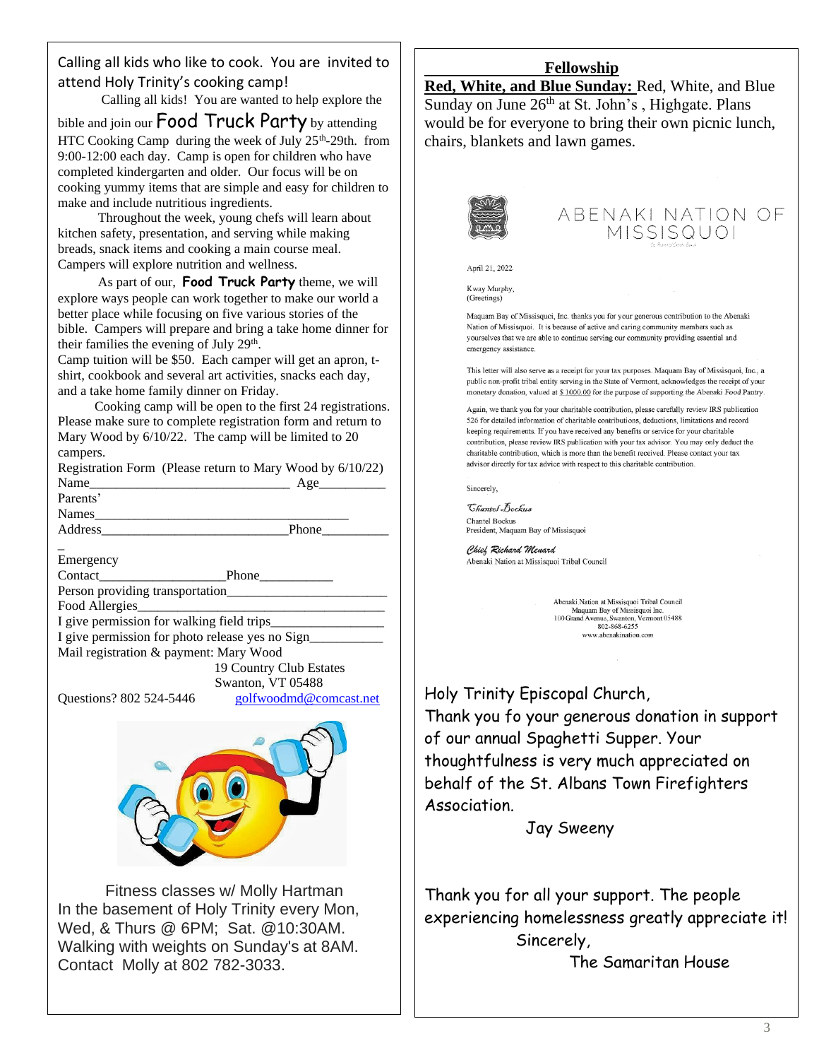Calling all kids who like to cook. You are invited to attend Holy Trinity's cooking camp!

Calling all kids! You are wanted to help explore the bible and join our **Food Truck Party** by attending HTC Cooking Camp during the week of July 25th-29th. from 9:00-12:00 each day. Camp is open for children who have completed kindergarten and older. Our focus will be on cooking yummy items that are simple and easy for children to make and include nutritious ingredients.

Throughout the week, young chefs will learn about kitchen safety, presentation, and serving while making breads, snack items and cooking a main course meal. Campers will explore nutrition and wellness.

As part of our, **Food Truck Party** theme, we will explore ways people can work together to make our world a better place while focusing on five various stories of the bible. Campers will prepare and bring a take home dinner for their families the evening of July 29th.

Camp tuition will be $50. Each camper will get an apron, t-shirt, cookbook and several art activities, snacks each day, and a take home family dinner on Friday.

Cooking camp will be open to the first 24 registrations. Please make sure to complete registration form and return to Mary Wood by 6/10/22. The camp will be limited to 20 campers.

Registration Form (Please return to Mary Wood by 6/10/22)

Name_____________________________ Age__________

Parents' Names_____________________________________

Address___________________________Phone__________

Emergency Contact__________________Phone___________

Person providing transportation_______________________

Food Allergies_____________________________________

I give permission for walking field trips_________________

I give permission for photo release yes no Sign___________

Mail registration & payment: Mary Wood
19 Country Club Estates
Swanton, VT 05488

Questions? 802 524-5446 golfwoodmd@comcast.net

Fitness classes w/ Molly Hartman
In the basement of Holy Trinity every Mon, Wed, & Thurs @ 6PM; Sat. @10:30AM.
Walking with weights on Sunday's at 8AM.
Contact Molly at 802 782-3033.

## Fellowship

**Red, White, and Blue Sunday:** Red, White, and Blue Sunday on June 26th at St. John's , Highgate. Plans would be for everyone to bring their own picnic lunch, chairs, blankets and lawn games.

ABENAKI NATION OF MISSISQUOI

April 21, 2022

Kway Murphy,
(Greetings)

Maquam Bay of Missisquoi, Inc. thanks you for your generous contribution to the Abenaki Nation of Missisquoi. It is because of active and caring community members such as yourselves that we are able to continue serving our community providing essential and emergency assistance.

This letter will also serve as a receipt for your tax purposes. Maquam Bay of Missisquoi, Inc., a public non-profit tribal entity serving in the State of Vermont, acknowledges the receipt of your monetary donation, valued at $ 1000.00 for the purpose of supporting the Abenaki Food Pantry.

Again, we thank you for your charitable contribution, please carefully review IRS publication 526 for detailed information of charitable contributions, deductions, limitations and record keeping requirements. If you have received any benefits or service for your charitable contribution, please review IRS publication with your tax advisor. You may only deduct the charitable contribution, which is more than the benefit received. Please contact your tax advisor directly for tax advice with respect to this charitable contribution.

Sincerely,

*Chantel Bockus*
Chantel Bockus
President, Maquam Bay of Missisquoi

*Chief Richard Menard*
Abenaki Nation at Missisquoi Tribal Council

Abenaki Nation at Missisquoi Tribal Council
Maquam Bay of Missisquoi Inc.
100 Grand Avenue, Swanton, Vermont 05488
802-868-6255
www.abenakination.com

Holy Trinity Episcopal Church,
Thank you fo your generous donation in support of our annual Spaghetti Supper. Your thoughtfulness is very much appreciated on behalf of the St. Albans Town Firefighters Association.

Jay Sweeny

Thank you for all your support. The people experiencing homelessness greatly appreciate it!
Sincerely,
The Samaritan House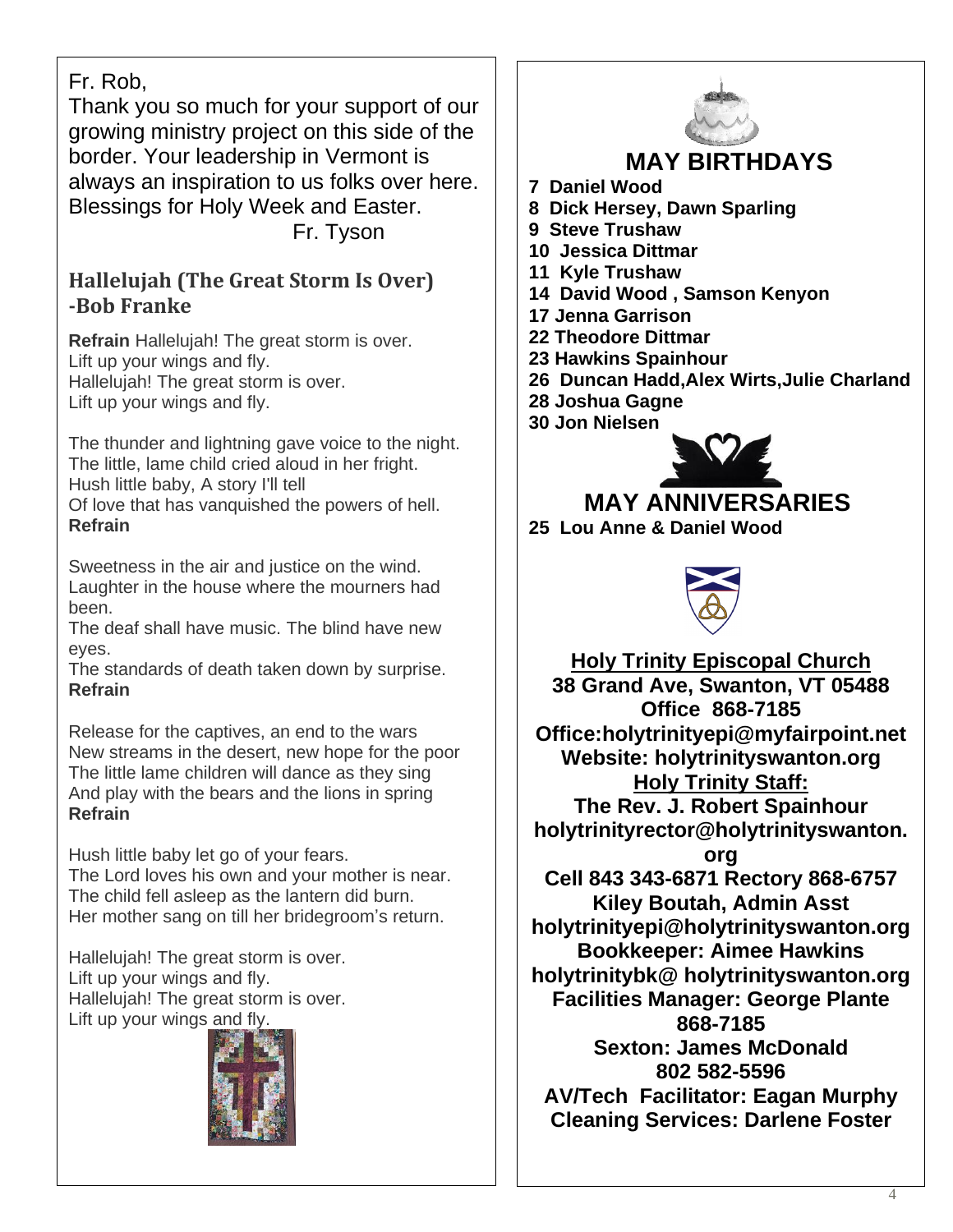Fr. Rob,

Thank you so much for your support of our growing ministry project on this side of the border. Your leadership in Vermont is always an inspiration to us folks over here. Blessings for Holy Week and Easter.

Fr. Tyson

### Hallelujah (The Great Storm Is Over) -Bob Franke

**Refrain** Hallelujah! The great storm is over.
Lift up your wings and fly.
Hallelujah! The great storm is over.
Lift up your wings and fly.

The thunder and lightning gave voice to the night.
The little, lame child cried aloud in her fright.
Hush little baby, A story I'll tell
Of love that has vanquished the powers of hell.
**Refrain**

Sweetness in the air and justice on the wind.
Laughter in the house where the mourners had been.
The deaf shall have music. The blind have new eyes.
The standards of death taken down by surprise.
**Refrain**

Release for the captives, an end to the wars
New streams in the desert, new hope for the poor
The little lame children will dance as they sing
And play with the bears and the lions in spring
**Refrain**

Hush little baby let go of your fears.
The Lord loves his own and your mother is near.
The child fell asleep as the lantern did burn.
Her mother sang on till her bridegroom's return.

Hallelujah! The great storm is over.
Lift up your wings and fly.
Hallelujah! The great storm is over.
Lift up your wings and fly.

## MAY BIRTHDAYS

**7 Daniel Wood**
**8 Dick Hersey, Dawn Sparling**
**9 Steve Trushaw**
**10 Jessica Dittmar**
**11 Kyle Trushaw**
**14 David Wood , Samson Kenyon**
**17 Jenna Garrison**
**22 Theodore Dittmar**
**23 Hawkins Spainhour**
**26 Duncan Hadd,Alex Wirts,Julie Charland**
**28 Joshua Gagne**
**30 Jon Nielsen**

## MAY ANNIVERSARIES

**25 Lou Anne & Daniel Wood**

**Holy Trinity Episcopal Church**
**38 Grand Ave, Swanton, VT 05488**
**Office 868-7185**
**Office:holytrinityepi@myfairpoint.net**
**Website: holytrinityswanton.org**
**Holy Trinity Staff:**
**The Rev. J. Robert Spainhour**
**holytrinityrector@holytrinityswanton.org**
**Cell 843 343-6871 Rectory 868-6757**
**Kiley Boutah, Admin Asst**
**holytrinityepi@holytrinityswanton.org**
**Bookkeeper: Aimee Hawkins**
**holytrinitybk@ holytrinityswanton.org**
**Facilities Manager: George Plante**
**868-7185**
**Sexton: James McDonald**
**802 582-5596**
**AV/Tech Facilitator: Eagan Murphy**
**Cleaning Services: Darlene Foster**